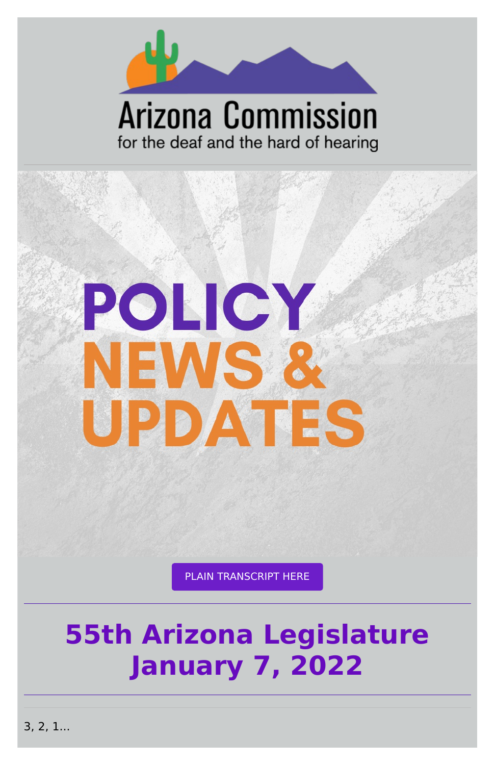Arizona Commission
for the deaf and the hard of hearing

# POLICY NEWS & UPDATES

PLAIN TRANSCRIPT HERE

## 55th Arizona Legislature January 7, 2022

3, 2, 1...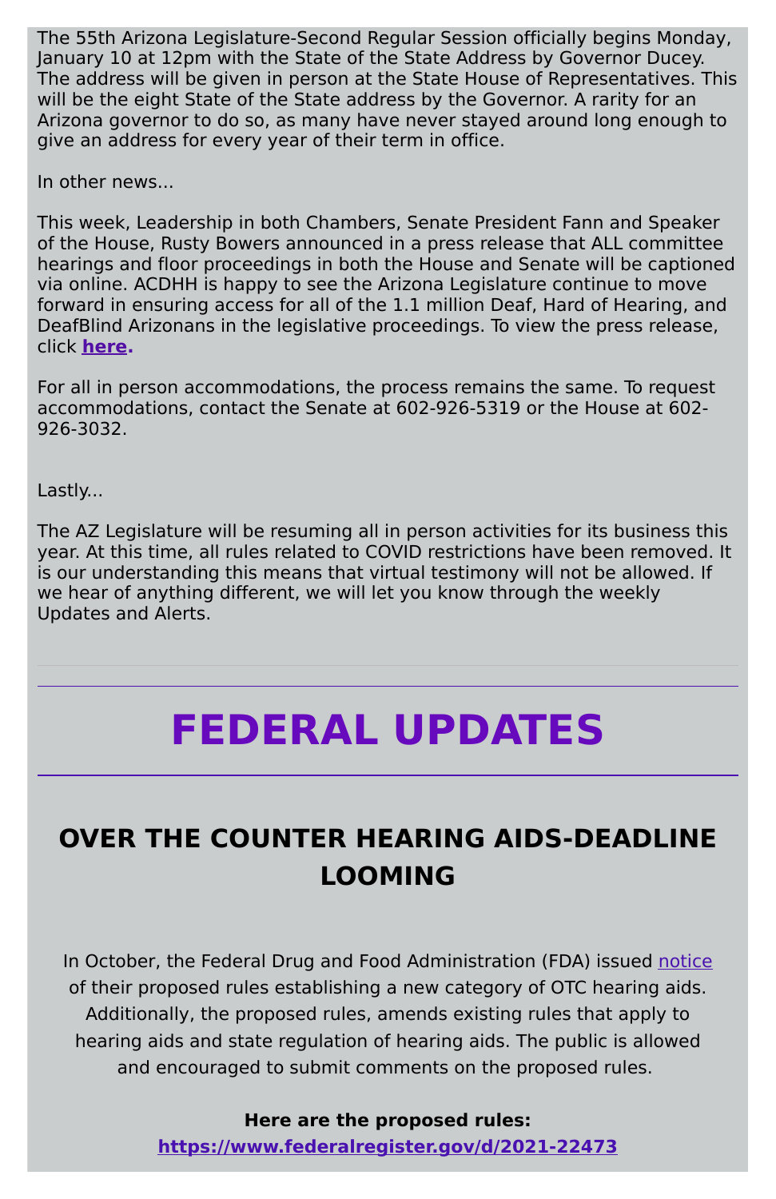The 55th Arizona Legislature-Second Regular Session officially begins Monday, January 10 at 12pm with the State of the State Address by Governor Ducey. The address will be given in person at the State House of Representatives. This will be the eight State of the State address by the Governor. A rarity for an Arizona governor to do so, as many have never stayed around long enough to give an address for every year of their term in office.

In other news...

This week, Leadership in both Chambers, Senate President Fann and Speaker of the House, Rusty Bowers announced in a press release that ALL committee hearings and floor proceedings in both the House and Senate will be captioned via online. ACDHH is happy to see the Arizona Legislature continue to move forward in ensuring access for all of the 1.1 million Deaf, Hard of Hearing, and DeafBlind Arizonans in the legislative proceedings. To view the press release, click **here.**

For all in person accommodations, the process remains the same. To request accommodations, contact the Senate at 602-926-5319 or the House at 602-926-3032.

Lastly...

The AZ Legislature will be resuming all in person activities for its business this year. At this time, all rules related to COVID restrictions have been removed. It is our understanding this means that virtual testimony will not be allowed. If we hear of anything different, we will let you know through the weekly Updates and Alerts.

# FEDERAL UPDATES

## OVER THE COUNTER HEARING AIDS-DEADLINE LOOMING

In October, the Federal Drug and Food Administration (FDA) issued notice of their proposed rules establishing a new category of OTC hearing aids. Additionally, the proposed rules, amends existing rules that apply to hearing aids and state regulation of hearing aids. The public is allowed and encouraged to submit comments on the proposed rules.

**Here are the proposed rules:**
**https://www.federalregister.gov/d/2021-22473**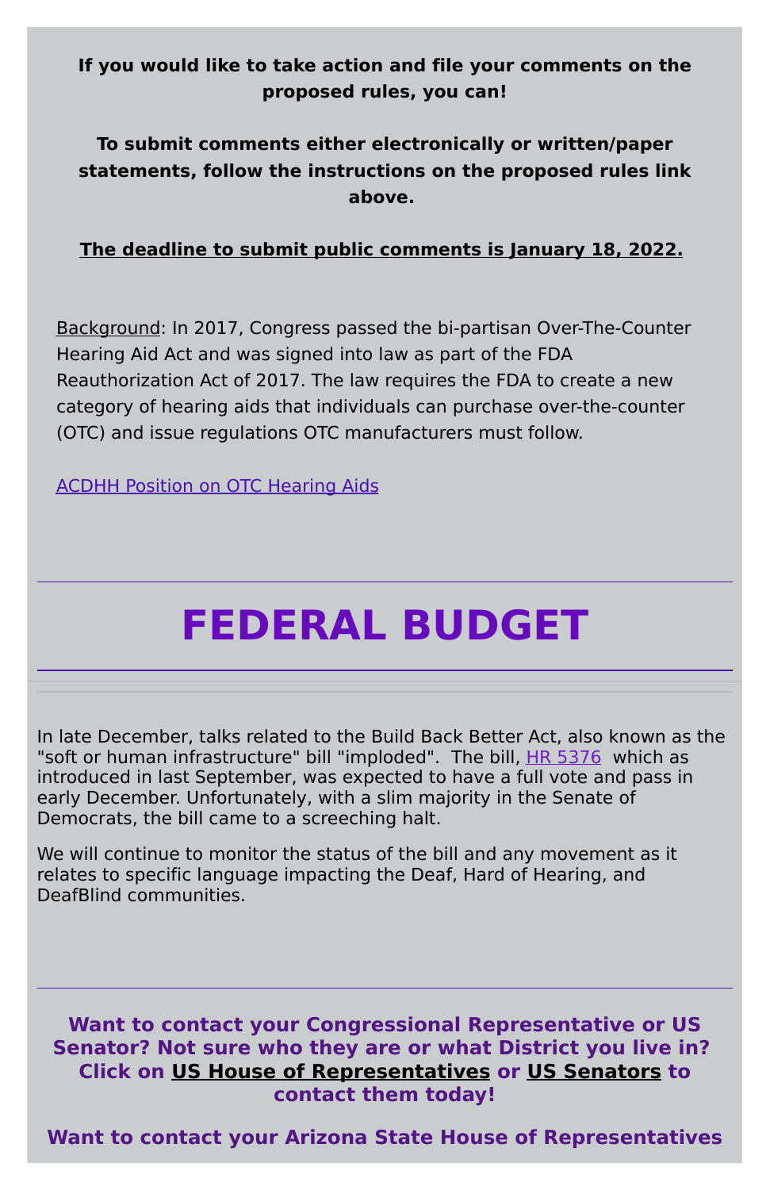**If you would like to take action and file your comments on the proposed rules, you can!**

**To submit comments either electronically or written/paper statements, follow the instructions on the proposed rules link above.**

**The deadline to submit public comments is January 18, 2022.**

Background: In 2017, Congress passed the bi-partisan Over-The-Counter Hearing Aid Act and was signed into law as part of the FDA Reauthorization Act of 2017. The law requires the FDA to create a new category of hearing aids that individuals can purchase over-the-counter (OTC) and issue regulations OTC manufacturers must follow.

ACDHH Position on OTC Hearing Aids

---

# FEDERAL BUDGET

---

In late December, talks related to the Build Back Better Act, also known as the "soft or human infrastructure" bill "imploded". The bill, HR 5376 which as introduced in last September, was expected to have a full vote and pass in early December. Unfortunately, with a slim majority in the Senate of Democrats, the bill came to a screeching halt.

We will continue to monitor the status of the bill and any movement as it relates to specific language impacting the Deaf, Hard of Hearing, and DeafBlind communities.

---

**Want to contact your Congressional Representative or US Senator? Not sure who they are or what District you live in? Click on US House of Representatives or US Senators to contact them today!**

**Want to contact your Arizona State House of Representatives**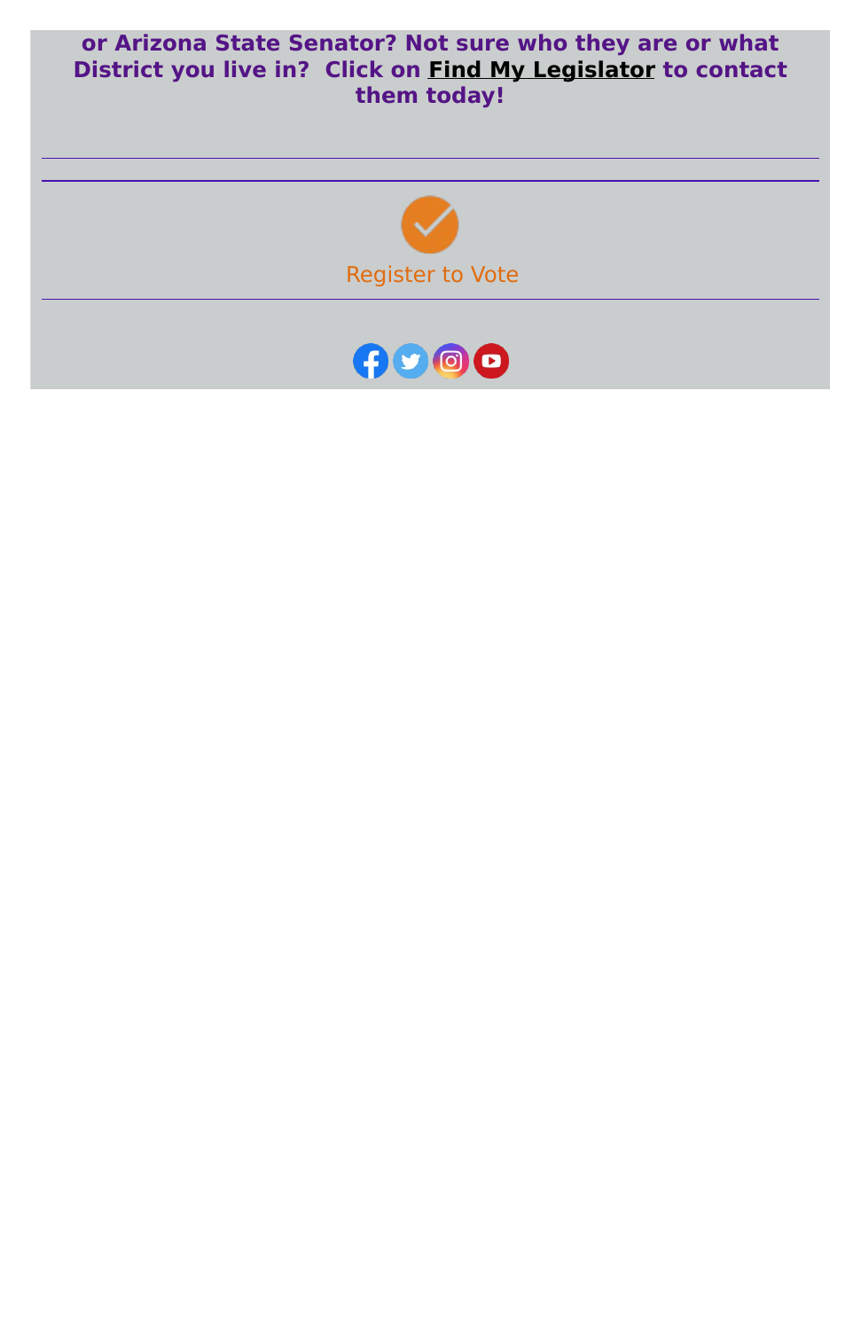**or Arizona State Senator? Not sure who they are or what District you live in?  Click on Find My Legislator to contact them today!**

---

---

Register to Vote

---